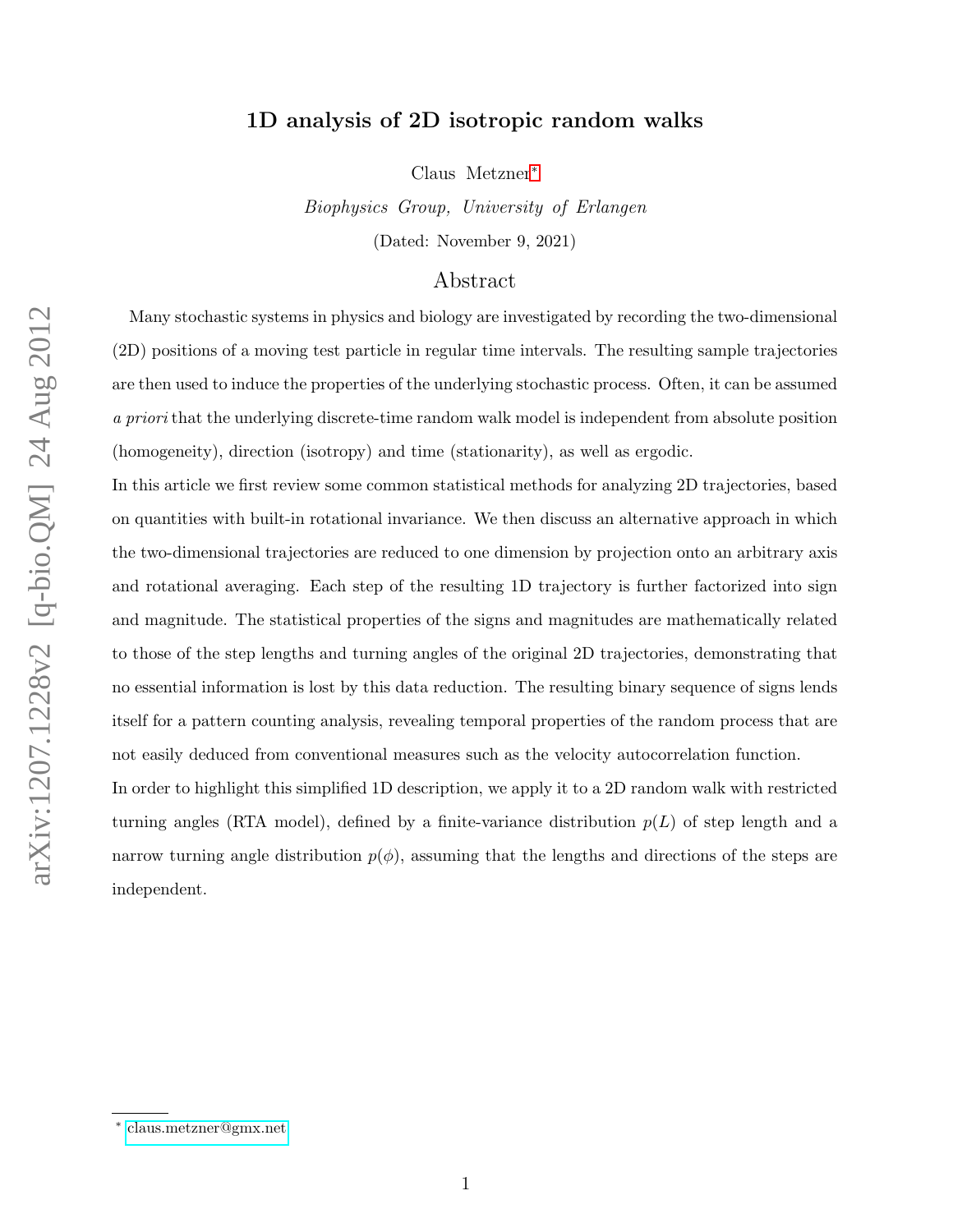# 1D analysis of 2D isotropic random walks

Claus Metzner*

*Biophysics Group, University of Erlangen*

(Dated: November 9, 2021)

## Abstract

Many stochastic systems in physics and biology are investigated by recording the two-dimensional (2D) positions of a moving test particle in regular time intervals. The resulting sample trajectories are then used to induce the properties of the underlying stochastic process. Often, it can be assumed *a priori* that the underlying discrete-time random walk model is independent from absolute position (homogeneity), direction (isotropy) and time (stationarity), as well as ergodic.

In this article we first review some common statistical methods for analyzing 2D trajectories, based on quantities with built-in rotational invariance. We then discuss an alternative approach in which the two-dimensional trajectories are reduced to one dimension by projection onto an arbitrary axis and rotational averaging. Each step of the resulting 1D trajectory is further factorized into sign and magnitude. The statistical properties of the signs and magnitudes are mathematically related to those of the step lengths and turning angles of the original 2D trajectories, demonstrating that no essential information is lost by this data reduction. The resulting binary sequence of signs lends itself for a pattern counting analysis, revealing temporal properties of the random process that are not easily deduced from conventional measures such as the velocity autocorrelation function.

In order to highlight this simplified 1D description, we apply it to a 2D random walk with restricted turning angles (RTA model), defined by a finite-variance distribution $p(L)$ of step length and a narrow turning angle distribution $p(\phi)$, assuming that the lengths and directions of the steps are independent.

---

* claus.metzner@gmx.net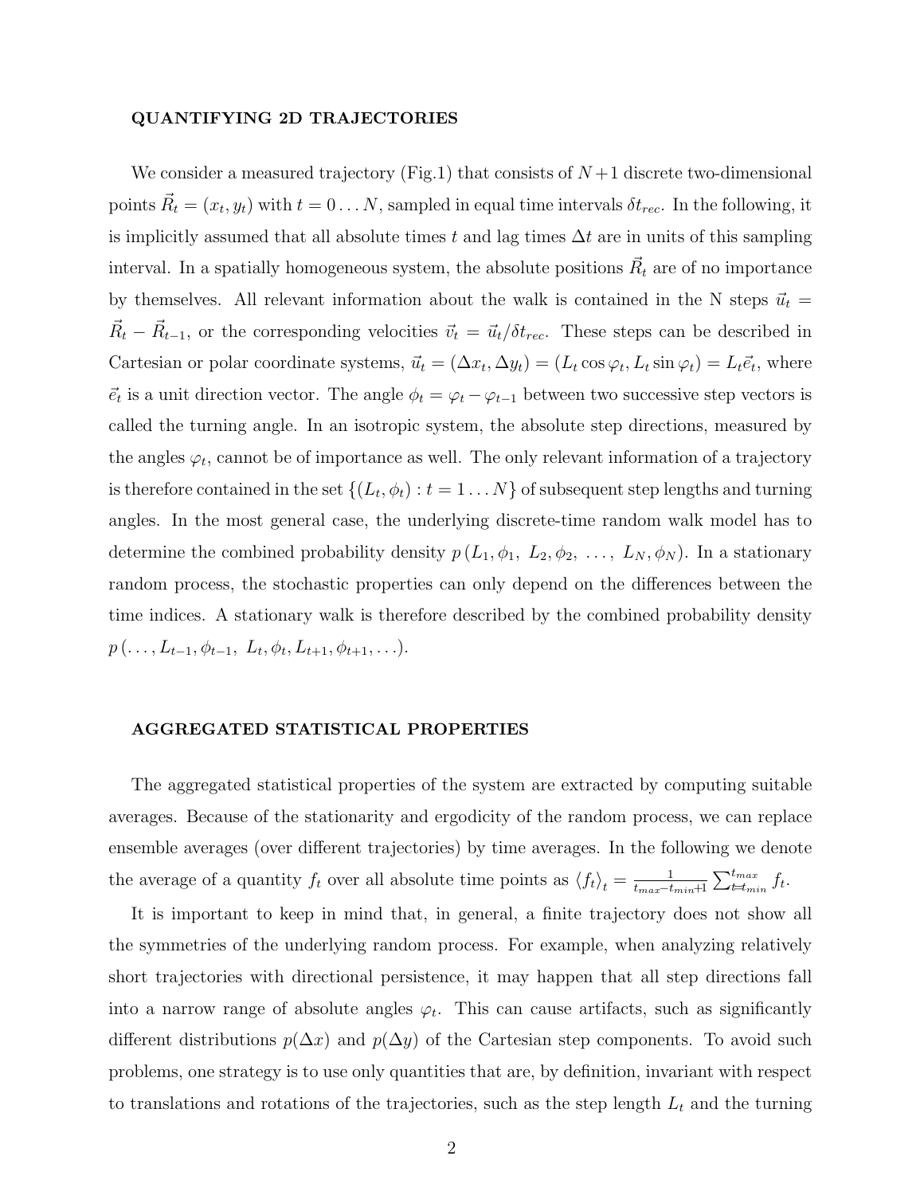## QUANTIFYING 2D TRAJECTORIES

We consider a measured trajectory (Fig.1) that consists of $N+1$ discrete two-dimensional points $\vec{R}_t = (x_t, y_t)$ with $t = 0 \ldots N$, sampled in equal time intervals $\delta t_{rec}$. In the following, it is implicitly assumed that all absolute times $t$ and lag times $\Delta t$ are in units of this sampling interval. In a spatially homogeneous system, the absolute positions $\vec{R}_t$ are of no importance by themselves. All relevant information about the walk is contained in the N steps $\vec{u}_t = \vec{R}_t - \vec{R}_{t-1}$, or the corresponding velocities $\vec{v}_t = \vec{u}_t/\delta t_{rec}$. These steps can be described in Cartesian or polar coordinate systems, $\vec{u}_t = (\Delta x_t, \Delta y_t) = (L_t \cos\varphi_t, L_t \sin\varphi_t) = L_t \vec{e}_t$, where $\vec{e}_t$ is a unit direction vector. The angle $\phi_t = \varphi_t - \varphi_{t-1}$ between two successive step vectors is called the turning angle. In an isotropic system, the absolute step directions, measured by the angles $\varphi_t$, cannot be of importance as well. The only relevant information of a trajectory is therefore contained in the set $\{(L_t, \phi_t) : t = 1 \ldots N\}$ of subsequent step lengths and turning angles. In the most general case, the underlying discrete-time random walk model has to determine the combined probability density $p\,(L_1, \phi_1,\ L_2, \phi_2,\ \ldots,\ L_N, \phi_N)$. In a stationary random process, the stochastic properties can only depend on the differences between the time indices. A stationary walk is therefore described by the combined probability density $p\,(\ldots, L_{t-1}, \phi_{t-1},\ L_t, \phi_t, L_{t+1}, \phi_{t+1}, \ldots)$.

## AGGREGATED STATISTICAL PROPERTIES

The aggregated statistical properties of the system are extracted by computing suitable averages. Because of the stationarity and ergodicity of the random process, we can replace ensemble averages (over different trajectories) by time averages. In the following we denote the average of a quantity $f_t$ over all absolute time points as $\langle f_t \rangle_t = \frac{1}{t_{max}-t_{min}+1} \sum_{t=t_{min}}^{t_{max}} f_t$.

It is important to keep in mind that, in general, a finite trajectory does not show all the symmetries of the underlying random process. For example, when analyzing relatively short trajectories with directional persistence, it may happen that all step directions fall into a narrow range of absolute angles $\varphi_t$. This can cause artifacts, such as significantly different distributions $p(\Delta x)$ and $p(\Delta y)$ of the Cartesian step components. To avoid such problems, one strategy is to use only quantities that are, by definition, invariant with respect to translations and rotations of the trajectories, such as the step length $L_t$ and the turning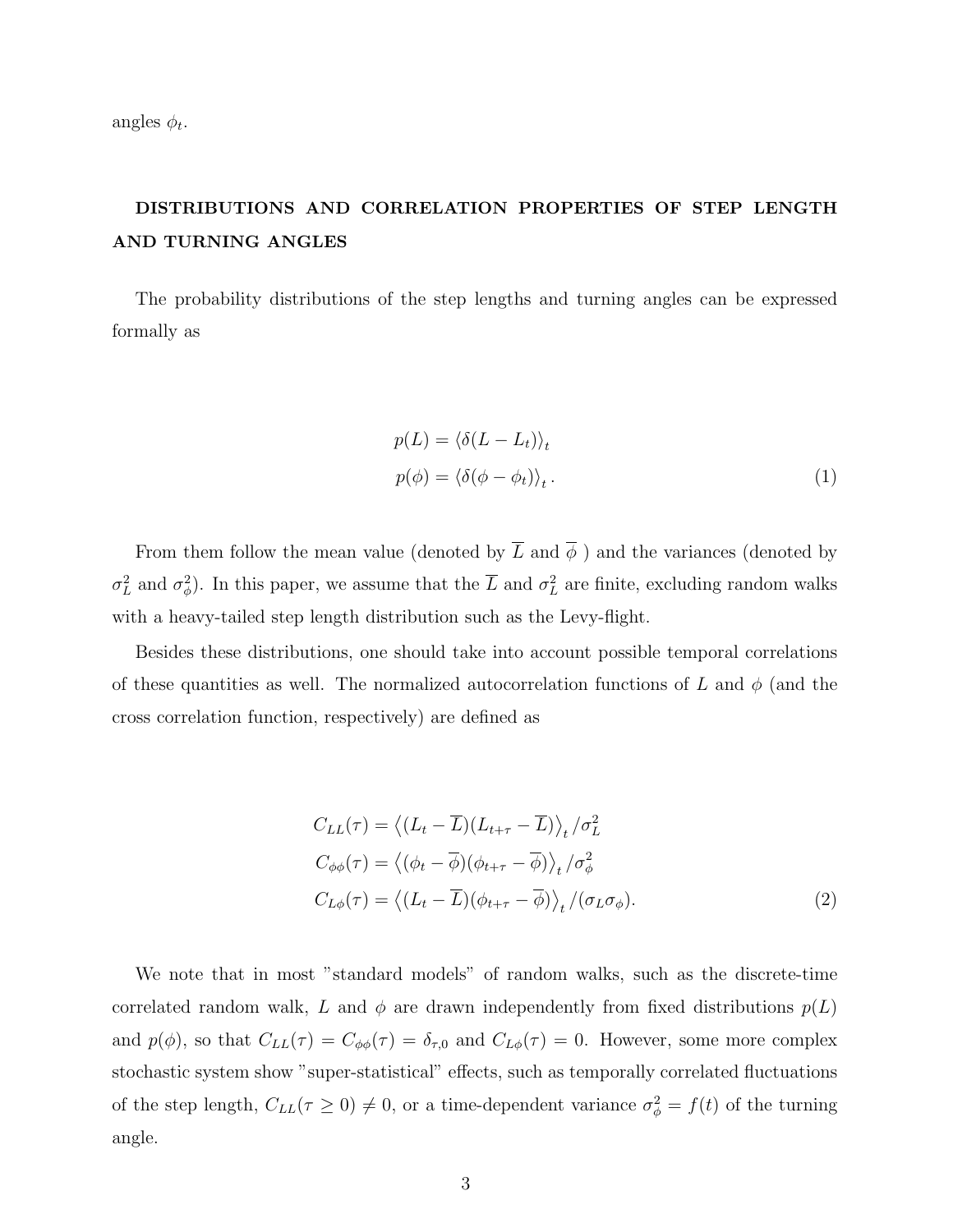angles $\phi_t$.

## DISTRIBUTIONS AND CORRELATION PROPERTIES OF STEP LENGTH AND TURNING ANGLES

The probability distributions of the step lengths and turning angles can be expressed formally as

$$
\begin{aligned}
p(L) &= \langle \delta(L - L_t) \rangle_t \\
p(\phi) &= \langle \delta(\phi - \phi_t) \rangle_t \, .
\end{aligned}
\tag{1}
$$

From them follow the mean value (denoted by $\overline{L}$ and $\overline{\phi}$ ) and the variances (denoted by $\sigma_L^2$ and $\sigma_\phi^2$). In this paper, we assume that the $\overline{L}$ and $\sigma_L^2$ are finite, excluding random walks with a heavy-tailed step length distribution such as the Levy-flight.

Besides these distributions, one should take into account possible temporal correlations of these quantities as well. The normalized autocorrelation functions of $L$ and $\phi$ (and the cross correlation function, respectively) are defined as

$$
\begin{aligned}
C_{LL}(\tau) &= \left\langle (L_t - \overline{L})(L_{t+\tau} - \overline{L}) \right\rangle_t / \sigma_L^2 \\
C_{\phi\phi}(\tau) &= \left\langle (\phi_t - \overline{\phi})(\phi_{t+\tau} - \overline{\phi}) \right\rangle_t / \sigma_\phi^2 \\
C_{L\phi}(\tau) &= \left\langle (L_t - \overline{L})(\phi_{t+\tau} - \overline{\phi}) \right\rangle_t / (\sigma_L \sigma_\phi).
\end{aligned}
\tag{2}
$$

We note that in most "standard models" of random walks, such as the discrete-time correlated random walk, $L$ and $\phi$ are drawn independently from fixed distributions $p(L)$ and $p(\phi)$, so that $C_{LL}(\tau) = C_{\phi\phi}(\tau) = \delta_{\tau,0}$ and $C_{L\phi}(\tau) = 0$. However, some more complex stochastic system show "super-statistical" effects, such as temporally correlated fluctuations of the step length, $C_{LL}(\tau \geq 0) \neq 0$, or a time-dependent variance $\sigma_\phi^2 = f(t)$ of the turning angle.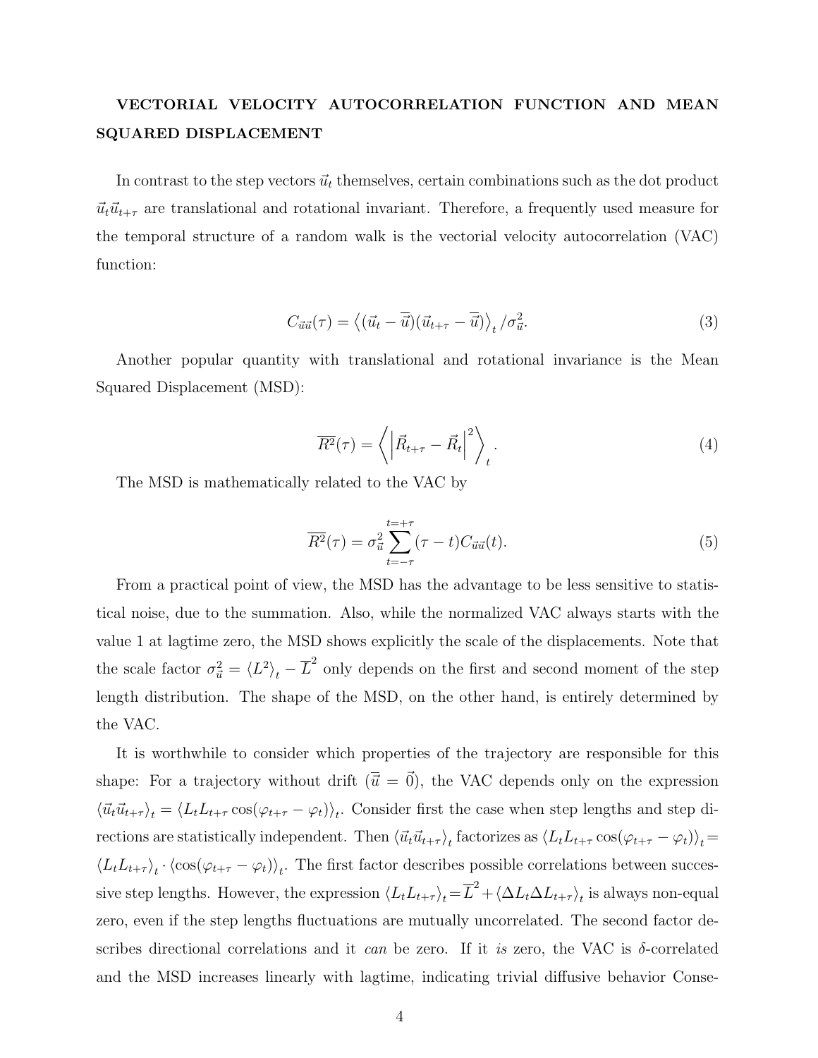## VECTORIAL VELOCITY AUTOCORRELATION FUNCTION AND MEAN SQUARED DISPLACEMENT

In contrast to the step vectors $\vec{u}_t$ themselves, certain combinations such as the dot product $\vec{u}_t\vec{u}_{t+\tau}$ are translational and rotational invariant. Therefore, a frequently used measure for the temporal structure of a random walk is the vectorial velocity autocorrelation (VAC) function:

$$C_{\vec{u}\vec{u}}(\tau) = \left\langle (\vec{u}_t - \overline{\vec{u}})(\vec{u}_{t+\tau} - \overline{\vec{u}}) \right\rangle_t / \sigma_{\vec{u}}^2. \tag{3}$$

Another popular quantity with translational and rotational invariance is the Mean Squared Displacement (MSD):

$$\overline{R^2}(\tau) = \left\langle \left| \vec{R}_{t+\tau} - \vec{R}_t \right|^2 \right\rangle_t. \tag{4}$$

The MSD is mathematically related to the VAC by

$$\overline{R^2}(\tau) = \sigma_{\vec{u}}^2 \sum_{t=-\tau}^{t=+\tau} (\tau - t) C_{\vec{u}\vec{u}}(t). \tag{5}$$

From a practical point of view, the MSD has the advantage to be less sensitive to statistical noise, due to the summation. Also, while the normalized VAC always starts with the value 1 at lagtime zero, the MSD shows explicitly the scale of the displacements. Note that the scale factor $\sigma_{\vec{u}}^2 = \langle L^2 \rangle_t - \overline{L}^2$ only depends on the first and second moment of the step length distribution. The shape of the MSD, on the other hand, is entirely determined by the VAC.

It is worthwhile to consider which properties of the trajectory are responsible for this shape: For a trajectory without drift ($\overline{\vec{u}} = \vec{0}$), the VAC depends only on the expression $\langle \vec{u}_t\vec{u}_{t+\tau} \rangle_t = \langle L_t L_{t+\tau} \cos(\varphi_{t+\tau} - \varphi_t) \rangle_t$. Consider first the case when step lengths and step directions are statistically independent. Then $\langle \vec{u}_t\vec{u}_{t+\tau} \rangle_t$ factorizes as $\langle L_t L_{t+\tau} \cos(\varphi_{t+\tau} - \varphi_t) \rangle_t = \langle L_t L_{t+\tau} \rangle_t \cdot \langle \cos(\varphi_{t+\tau} - \varphi_t) \rangle_t$. The first factor describes possible correlations between successive step lengths. However, the expression $\langle L_t L_{t+\tau} \rangle_t = \overline{L}^2 + \langle \Delta L_t \Delta L_{t+\tau} \rangle_t$ is always non-equal zero, even if the step lengths fluctuations are mutually uncorrelated. The second factor describes directional correlations and it *can* be zero. If it *is* zero, the VAC is $\delta$-correlated and the MSD increases linearly with lagtime, indicating trivial diffusive behavior Conse-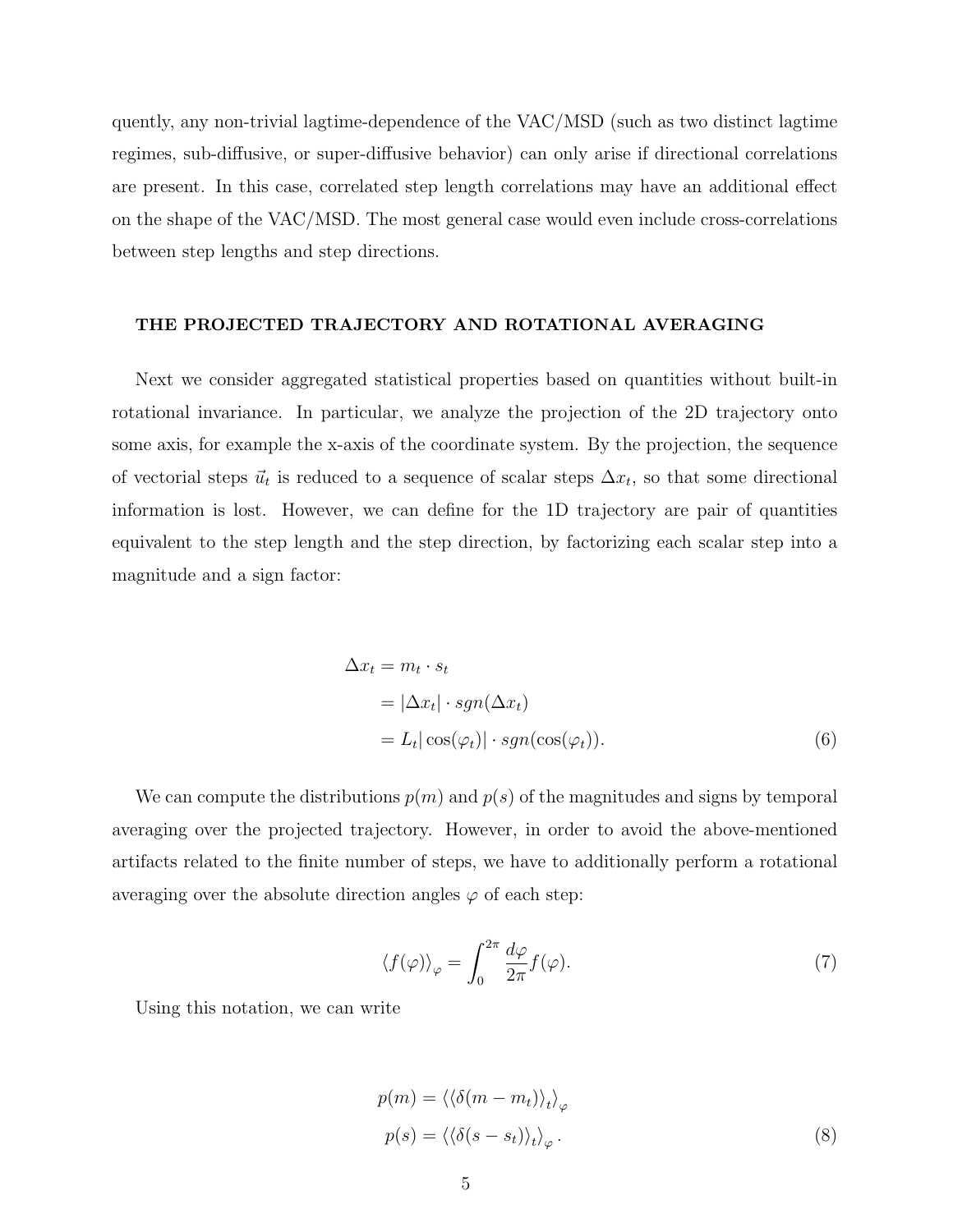quently, any non-trivial lagtime-dependence of the VAC/MSD (such as two distinct lagtime regimes, sub-diffusive, or super-diffusive behavior) can only arise if directional correlations are present. In this case, correlated step length correlations may have an additional effect on the shape of the VAC/MSD. The most general case would even include cross-correlations between step lengths and step directions.

## THE PROJECTED TRAJECTORY AND ROTATIONAL AVERAGING

Next we consider aggregated statistical properties based on quantities without built-in rotational invariance. In particular, we analyze the projection of the 2D trajectory onto some axis, for example the x-axis of the coordinate system. By the projection, the sequence of vectorial steps $\vec{u}_t$ is reduced to a sequence of scalar steps $\Delta x_t$, so that some directional information is lost. However, we can define for the 1D trajectory are pair of quantities equivalent to the step length and the step direction, by factorizing each scalar step into a magnitude and a sign factor:

$$\begin{aligned}
\Delta x_t &= m_t \cdot s_t \\
&= |\Delta x_t| \cdot sgn(\Delta x_t) \\
&= L_t |\cos(\varphi_t)| \cdot sgn(\cos(\varphi_t)).
\end{aligned} \tag{6}$$

We can compute the distributions $p(m)$ and $p(s)$ of the magnitudes and signs by temporal averaging over the projected trajectory. However, in order to avoid the above-mentioned artifacts related to the finite number of steps, we have to additionally perform a rotational averaging over the absolute direction angles $\varphi$ of each step:

$$\langle f(\varphi) \rangle_\varphi = \int_0^{2\pi} \frac{d\varphi}{2\pi} f(\varphi). \tag{7}$$

Using this notation, we can write

$$\begin{aligned}
p(m) &= \langle \langle \delta(m - m_t) \rangle_t \rangle_\varphi \\
p(s) &= \langle \langle \delta(s - s_t) \rangle_t \rangle_\varphi .
\end{aligned} \tag{8}$$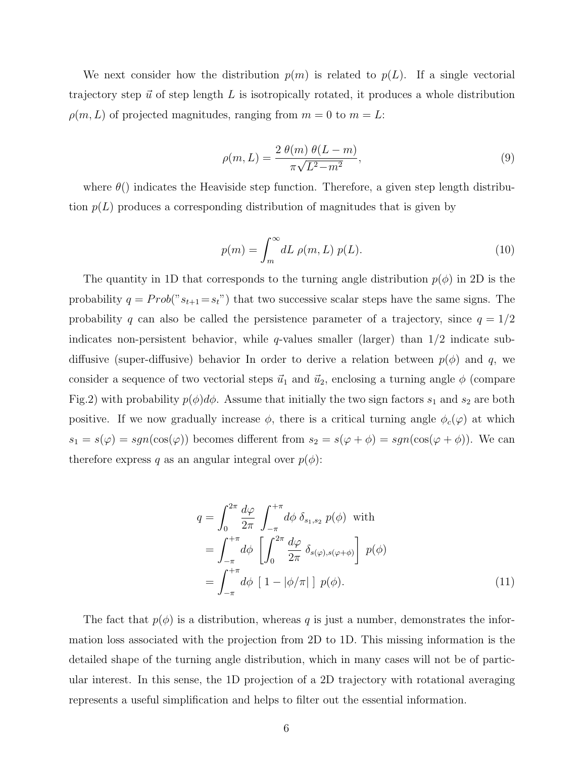We next consider how the distribution $p(m)$ is related to $p(L)$. If a single vectorial trajectory step $\vec{u}$ of step length $L$ is isotropically rotated, it produces a whole distribution $\rho(m,L)$ of projected magnitudes, ranging from $m=0$ to $m=L$:

$$\rho(m,L) = \frac{2\;\theta(m)\;\theta(L-m)}{\pi\sqrt{L^2\!-\!m^2}}, \tag{9}$$

where $\theta()$ indicates the Heaviside step function. Therefore, a given step length distribution $p(L)$ produces a corresponding distribution of magnitudes that is given by

$$p(m) = \int_m^{\infty} dL\;\rho(m,L)\;p(L). \tag{10}$$

The quantity in 1D that corresponds to the turning angle distribution $p(\phi)$ in 2D is the probability $q = Prob("s_{t+1}\!=\!s_t")$ that two successive scalar steps have the same signs. The probability $q$ can also be called the persistence parameter of a trajectory, since $q=1/2$ indicates non-persistent behavior, while $q$-values smaller (larger) than $1/2$ indicate sub-diffusive (super-diffusive) behavior In order to derive a relation between $p(\phi)$ and $q$, we consider a sequence of two vectorial steps $\vec{u}_1$ and $\vec{u}_2$, enclosing a turning angle $\phi$ (compare Fig.2) with probability $p(\phi)d\phi$. Assume that initially the two sign factors $s_1$ and $s_2$ are both positive. If we now gradually increase $\phi$, there is a critical turning angle $\phi_c(\varphi)$ at which $s_1 = s(\varphi) = sgn(\cos(\varphi))$ becomes different from $s_2 = s(\varphi+\phi) = sgn(\cos(\varphi+\phi))$. We can therefore express $q$ as an angular integral over $p(\phi)$:

$$\begin{aligned}
q &= \int_0^{2\pi} \frac{d\varphi}{2\pi}\;\int_{-\pi}^{+\pi} d\phi\;\delta_{s_1,s_2}\;p(\phi)\;\;\text{with} \\
&= \int_{-\pi}^{+\pi} d\phi\;\left[\int_0^{2\pi} \frac{d\varphi}{2\pi}\;\delta_{s(\varphi),s(\varphi+\phi)}\right]\;p(\phi) \\
&= \int_{-\pi}^{+\pi} d\phi\;[\;1-|\phi/\pi|\;]\;p(\phi).
\end{aligned} \tag{11}$$

The fact that $p(\phi)$ is a distribution, whereas $q$ is just a number, demonstrates the information loss associated with the projection from 2D to 1D. This missing information is the detailed shape of the turning angle distribution, which in many cases will not be of particular interest. In this sense, the 1D projection of a 2D trajectory with rotational averaging represents a useful simplification and helps to filter out the essential information.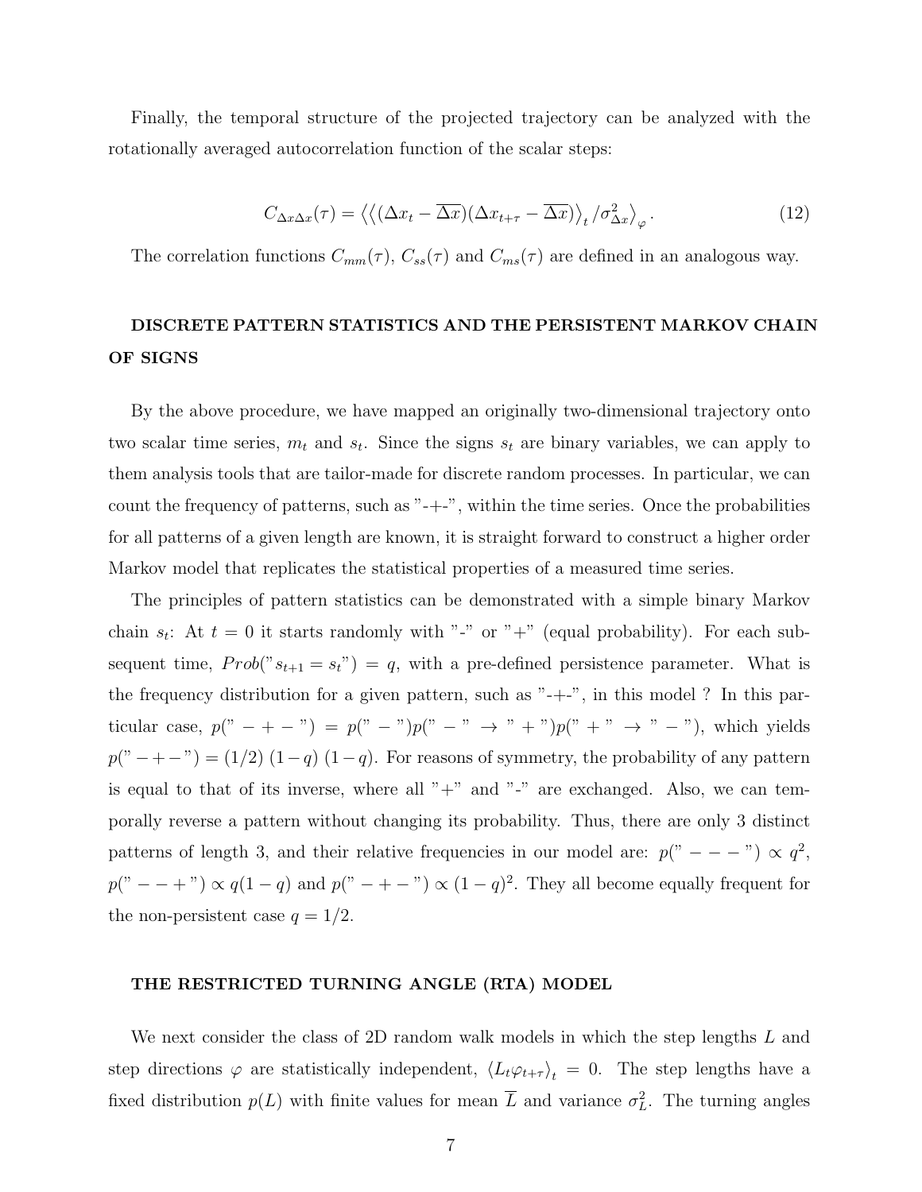Finally, the temporal structure of the projected trajectory can be analyzed with the rotationally averaged autocorrelation function of the scalar steps:

$$C_{\Delta x \Delta x}(\tau) = \left\langle \left\langle (\Delta x_t - \overline{\Delta x})(\Delta x_{t+\tau} - \overline{\Delta x}) \right\rangle_t / \sigma^2_{\Delta x} \right\rangle_{\varphi}. \tag{12}$$

The correlation functions $C_{mm}(\tau)$, $C_{ss}(\tau)$ and $C_{ms}(\tau)$ are defined in an analogous way.

## DISCRETE PATTERN STATISTICS AND THE PERSISTENT MARKOV CHAIN OF SIGNS

By the above procedure, we have mapped an originally two-dimensional trajectory onto two scalar time series, $m_t$ and $s_t$. Since the signs $s_t$ are binary variables, we can apply to them analysis tools that are tailor-made for discrete random processes. In particular, we can count the frequency of patterns, such as "-+-", within the time series. Once the probabilities for all patterns of a given length are known, it is straight forward to construct a higher order Markov model that replicates the statistical properties of a measured time series.

The principles of pattern statistics can be demonstrated with a simple binary Markov chain $s_t$: At $t=0$ it starts randomly with "-" or "+" (equal probability). For each subsequent time, $Prob("s_{t+1} = s_t") = q$, with a pre-defined persistence parameter. What is the frequency distribution for a given pattern, such as "-+-", in this model ? In this particular case, $p("-+-") = p("-")p("-" \rightarrow "+")p("+" \rightarrow "-")$, which yields $p("-+-") = (1/2)\,(1-q)\,(1-q)$. For reasons of symmetry, the probability of any pattern is equal to that of its inverse, where all "+" and "-" are exchanged. Also, we can temporally reverse a pattern without changing its probability. Thus, there are only 3 distinct patterns of length 3, and their relative frequencies in our model are: $p("---") \propto q^2$, $p("--+") \propto q(1-q)$ and $p("-+-") \propto (1-q)^2$. They all become equally frequent for the non-persistent case $q = 1/2$.

## THE RESTRICTED TURNING ANGLE (RTA) MODEL

We next consider the class of 2D random walk models in which the step lengths $L$ and step directions $\varphi$ are statistically independent, $\langle L_t \varphi_{t+\tau} \rangle_t = 0$. The step lengths have a fixed distribution $p(L)$ with finite values for mean $\overline{L}$ and variance $\sigma_L^2$. The turning angles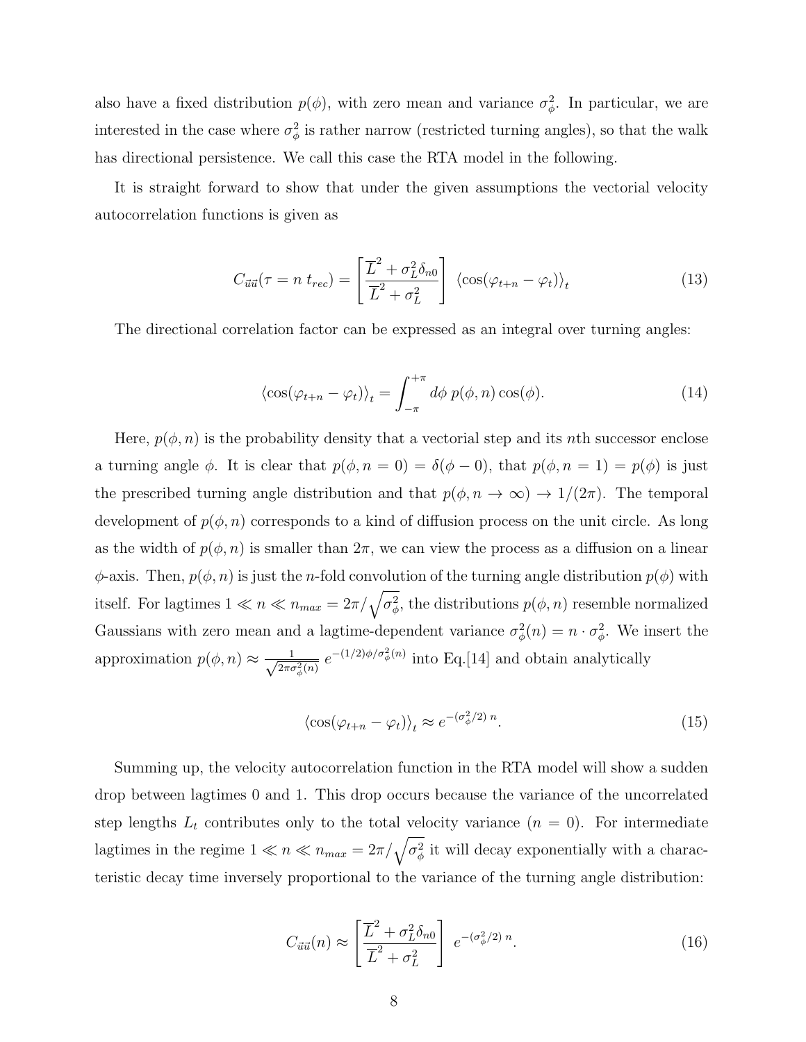also have a fixed distribution $p(\phi)$, with zero mean and variance $\sigma_\phi^2$. In particular, we are interested in the case where $\sigma_\phi^2$ is rather narrow (restricted turning angles), so that the walk has directional persistence. We call this case the RTA model in the following.

It is straight forward to show that under the given assumptions the vectorial velocity autocorrelation functions is given as

$$C_{\vec{u}\vec{u}}(\tau = n\ t_{rec}) = \left[ \frac{\overline{L}^2 + \sigma_L^2 \delta_{n0}}{\overline{L}^2 + \sigma_L^2} \right] \ \left\langle \cos(\varphi_{t+n} - \varphi_t) \right\rangle_t \tag{13}$$

The directional correlation factor can be expressed as an integral over turning angles:

$$\left\langle \cos(\varphi_{t+n} - \varphi_t) \right\rangle_t = \int_{-\pi}^{+\pi} d\phi\ p(\phi, n) \cos(\phi). \tag{14}$$

Here, $p(\phi, n)$ is the probability density that a vectorial step and its $n$th successor enclose a turning angle $\phi$. It is clear that $p(\phi, n = 0) = \delta(\phi - 0)$, that $p(\phi, n = 1) = p(\phi)$ is just the prescribed turning angle distribution and that $p(\phi, n \to \infty) \to 1/(2\pi)$. The temporal development of $p(\phi, n)$ corresponds to a kind of diffusion process on the unit circle. As long as the width of $p(\phi, n)$ is smaller than $2\pi$, we can view the process as a diffusion on a linear $\phi$-axis. Then, $p(\phi, n)$ is just the $n$-fold convolution of the turning angle distribution $p(\phi)$ with itself. For lagtimes $1 \ll n \ll n_{max} = 2\pi/\sqrt{\sigma_\phi^2}$, the distributions $p(\phi, n)$ resemble normalized Gaussians with zero mean and a lagtime-dependent variance $\sigma_\phi^2(n) = n \cdot \sigma_\phi^2$. We insert the approximation $p(\phi, n) \approx \frac{1}{\sqrt{2\pi\sigma_\phi^2(n)}}\ e^{-(1/2)\phi/\sigma_\phi^2(n)}$ into Eq.[14] and obtain analytically

$$\left\langle \cos(\varphi_{t+n} - \varphi_t) \right\rangle_t \approx e^{-(\sigma_\phi^2/2)\ n}. \tag{15}$$

Summing up, the velocity autocorrelation function in the RTA model will show a sudden drop between lagtimes 0 and 1. This drop occurs because the variance of the uncorrelated step lengths $L_t$ contributes only to the total velocity variance ($n = 0$). For intermediate lagtimes in the regime $1 \ll n \ll n_{max} = 2\pi/\sqrt{\sigma_\phi^2}$ it will decay exponentially with a characteristic decay time inversely proportional to the variance of the turning angle distribution:

$$C_{\vec{u}\vec{u}}(n) \approx \left[ \frac{\overline{L}^2 + \sigma_L^2 \delta_{n0}}{\overline{L}^2 + \sigma_L^2} \right] \ e^{-(\sigma_\phi^2/2)\ n}. \tag{16}$$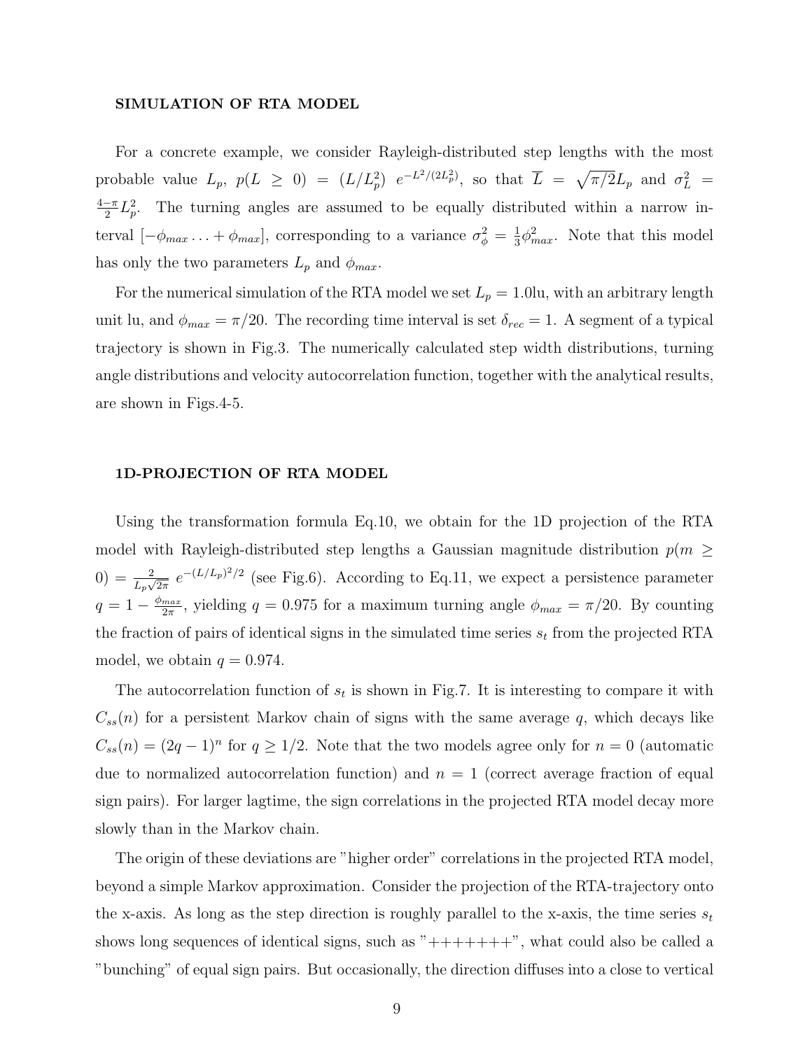## SIMULATION OF RTA MODEL

For a concrete example, we consider Rayleigh-distributed step lengths with the most probable value $L_p$, $p(L \geq 0) = (L/L_p^2)\ e^{-L^2/(2L_p^2)}$, so that $\overline{L} = \sqrt{\pi/2}L_p$ and $\sigma_L^2 = \frac{4-\pi}{2}L_p^2$. The turning angles are assumed to be equally distributed within a narrow interval $[-\phi_{max} \ldots + \phi_{max}]$, corresponding to a variance $\sigma_\phi^2 = \frac{1}{3}\phi_{max}^2$. Note that this model has only the two parameters $L_p$ and $\phi_{max}$.

For the numerical simulation of the RTA model we set $L_p = 1.0$lu, with an arbitrary length unit lu, and $\phi_{max} = \pi/20$. The recording time interval is set $\delta_{rec} = 1$. A segment of a typical trajectory is shown in Fig.3. The numerically calculated step width distributions, turning angle distributions and velocity autocorrelation function, together with the analytical results, are shown in Figs.4-5.

## 1D-PROJECTION OF RTA MODEL

Using the transformation formula Eq.10, we obtain for the 1D projection of the RTA model with Rayleigh-distributed step lengths a Gaussian magnitude distribution $p(m \geq 0) = \frac{2}{L_p\sqrt{2\pi}}\ e^{-(L/L_p)^2/2}$ (see Fig.6). According to Eq.11, we expect a persistence parameter $q = 1 - \frac{\phi_{max}}{2\pi}$, yielding $q = 0.975$ for a maximum turning angle $\phi_{max} = \pi/20$. By counting the fraction of pairs of identical signs in the simulated time series $s_t$ from the projected RTA model, we obtain $q = 0.974$.

The autocorrelation function of $s_t$ is shown in Fig.7. It is interesting to compare it with $C_{ss}(n)$ for a persistent Markov chain of signs with the same average $q$, which decays like $C_{ss}(n) = (2q-1)^n$ for $q \geq 1/2$. Note that the two models agree only for $n = 0$ (automatic due to normalized autocorrelation function) and $n = 1$ (correct average fraction of equal sign pairs). For larger lagtime, the sign correlations in the projected RTA model decay more slowly than in the Markov chain.

The origin of these deviations are "higher order" correlations in the projected RTA model, beyond a simple Markov approximation. Consider the projection of the RTA-trajectory onto the x-axis. As long as the step direction is roughly parallel to the x-axis, the time series $s_t$ shows long sequences of identical signs, such as "+++++++", what could also be called a "bunching" of equal sign pairs. But occasionally, the direction diffuses into a close to vertical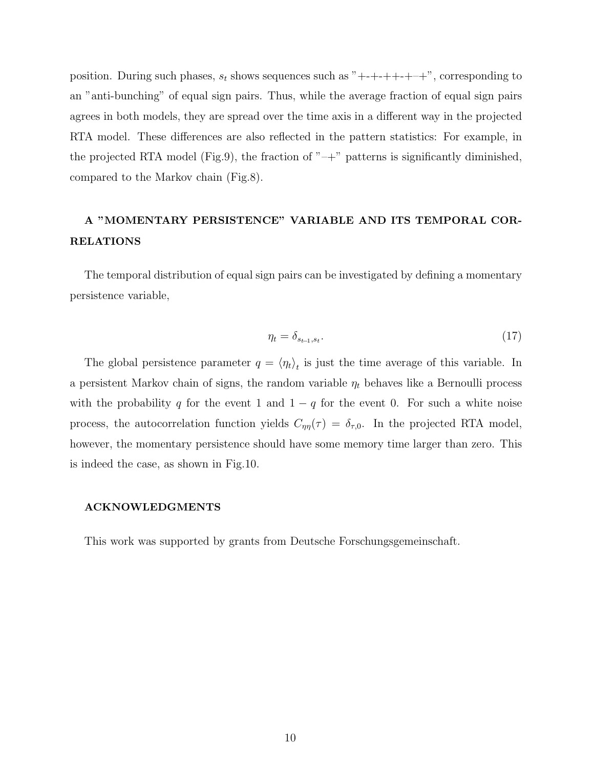position. During such phases, $s_t$ shows sequences such as "+-+-++-+–+", corresponding to an "anti-bunching" of equal sign pairs. Thus, while the average fraction of equal sign pairs agrees in both models, they are spread over the time axis in a different way in the projected RTA model. These differences are also reflected in the pattern statistics: For example, in the projected RTA model (Fig.9), the fraction of "–+" patterns is significantly diminished, compared to the Markov chain (Fig.8).

## A "MOMENTARY PERSISTENCE" VARIABLE AND ITS TEMPORAL CORRELATIONS

The temporal distribution of equal sign pairs can be investigated by defining a momentary persistence variable,

$$\eta_t = \delta_{s_{t-1}, s_t}. \tag{17}$$

The global persistence parameter $q = \langle \eta_t \rangle_t$ is just the time average of this variable. In a persistent Markov chain of signs, the random variable $\eta_t$ behaves like a Bernoulli process with the probability $q$ for the event 1 and $1-q$ for the event 0. For such a white noise process, the autocorrelation function yields $C_{\eta\eta}(\tau) = \delta_{\tau,0}$. In the projected RTA model, however, the momentary persistence should have some memory time larger than zero. This is indeed the case, as shown in Fig.10.

### ACKNOWLEDGMENTS

This work was supported by grants from Deutsche Forschungsgemeinschaft.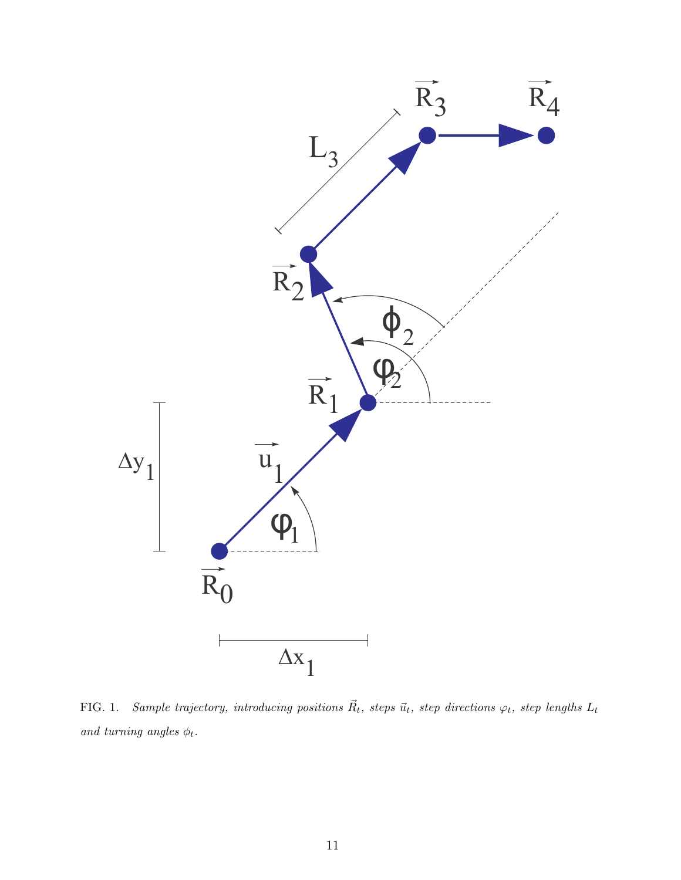FIG. 1. *Sample trajectory, introducing positions $\vec{R}_t$, steps $\vec{u}_t$, step directions $\varphi_t$, step lengths $L_t$ and turning angles $\phi_t$.*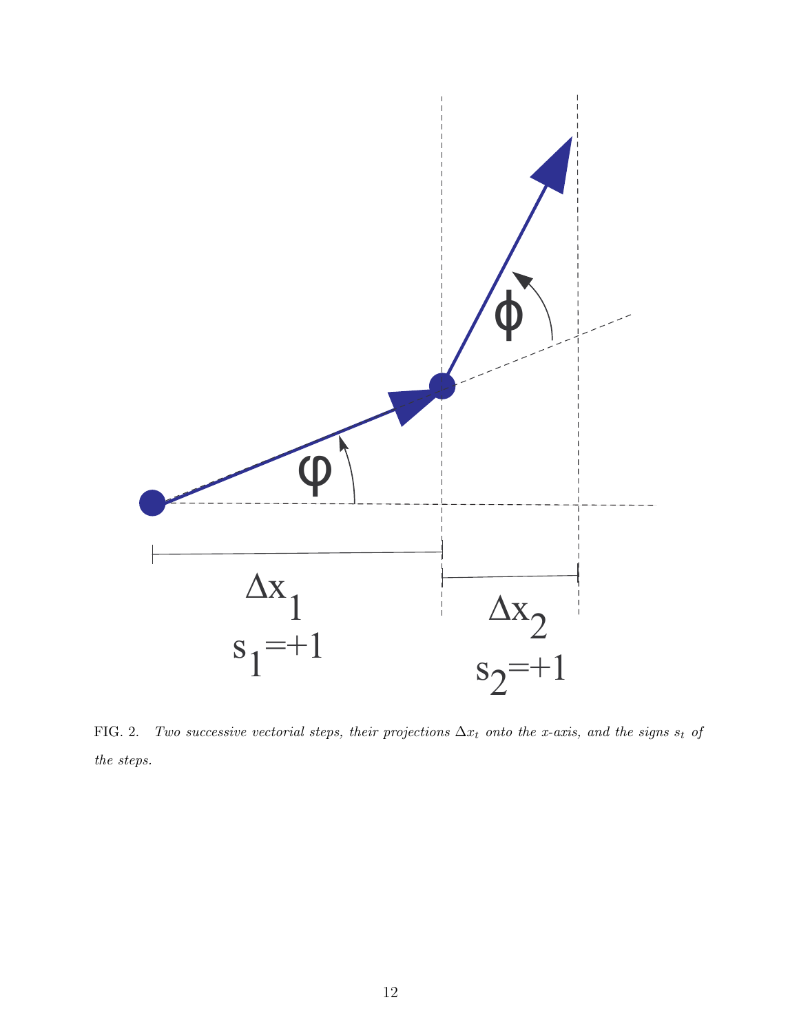FIG. 2. *Two successive vectorial steps, their projections $\Delta x_t$ onto the x-axis, and the signs $s_t$ of the steps.*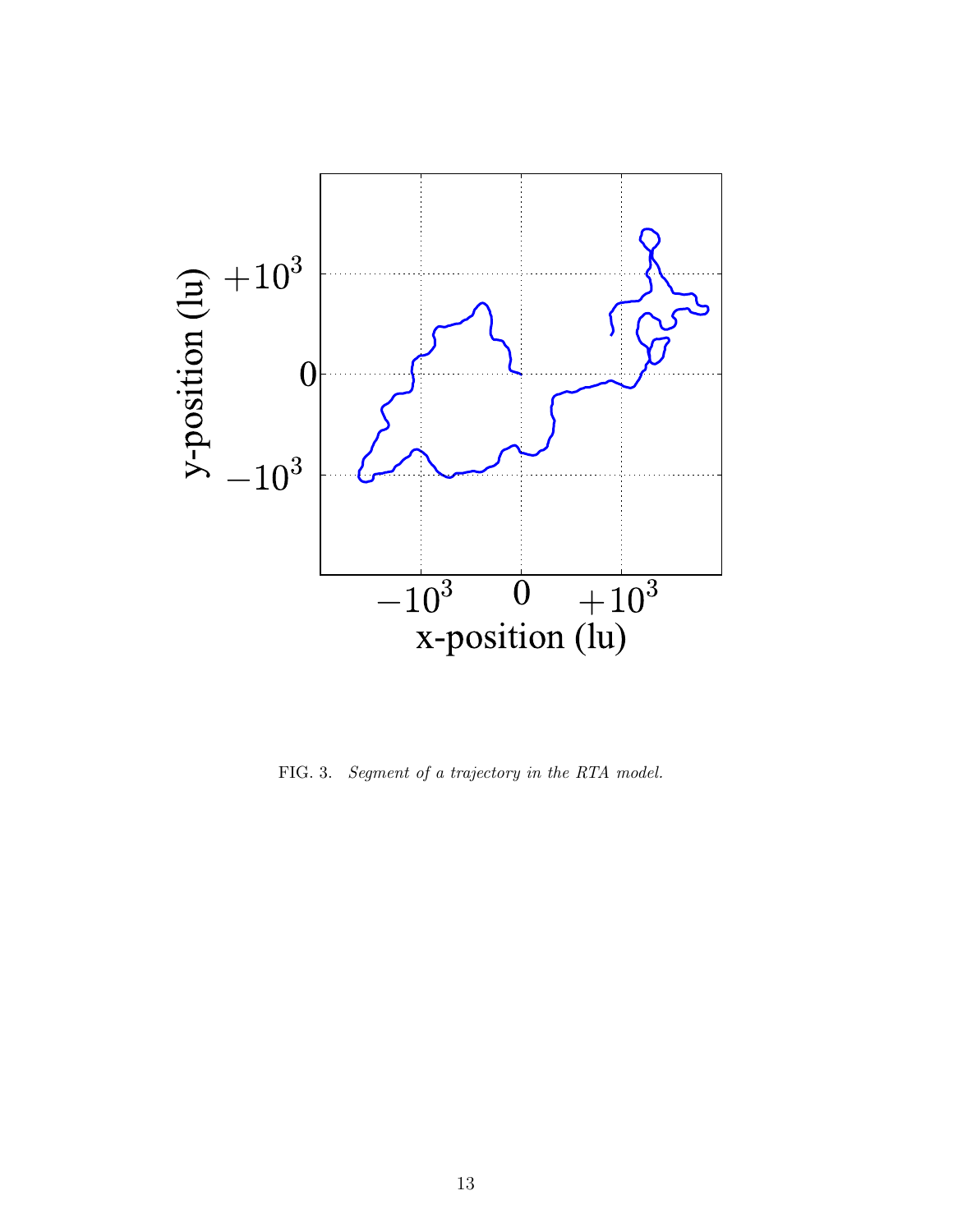FIG. 3. *Segment of a trajectory in the RTA model.*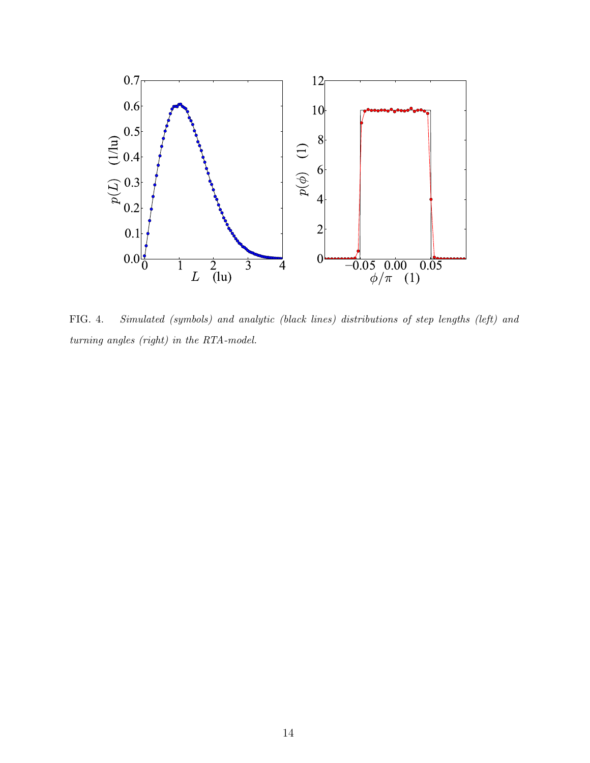FIG. 4. *Simulated (symbols) and analytic (black lines) distributions of step lengths (left) and turning angles (right) in the RTA-model.*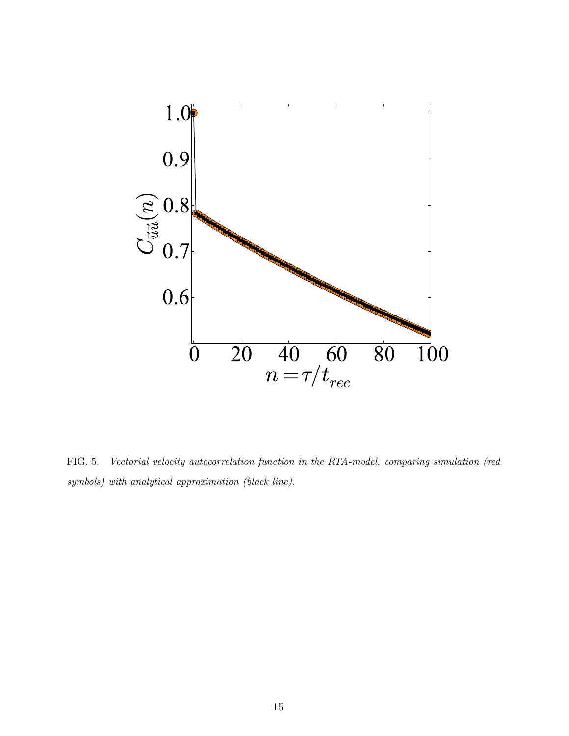FIG. 5. *Vectorial velocity autocorrelation function in the RTA-model, comparing simulation (red symbols) with analytical approximation (black line).*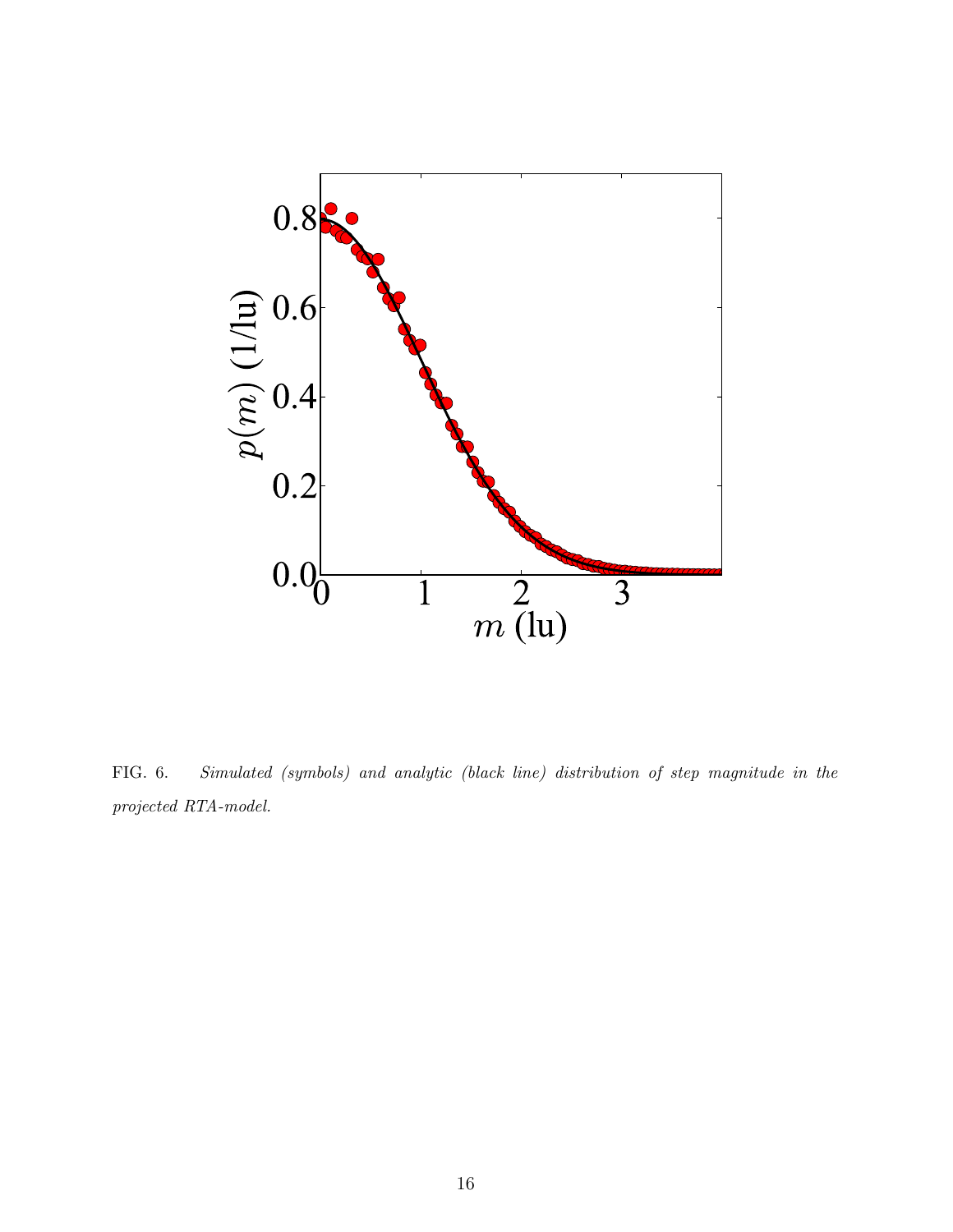FIG. 6. *Simulated (symbols) and analytic (black line) distribution of step magnitude in the projected RTA-model.*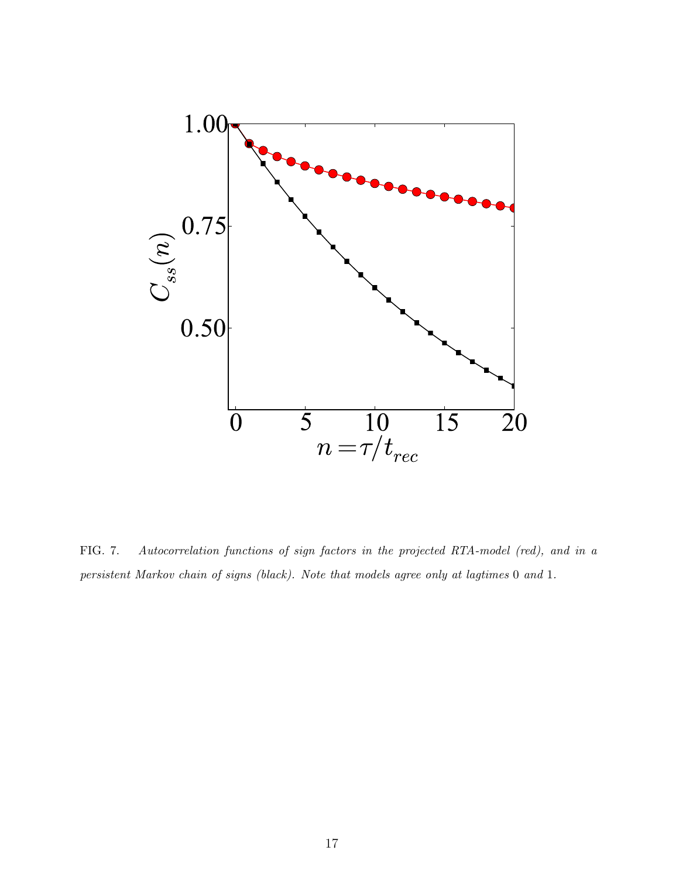FIG. 7. *Autocorrelation functions of sign factors in the projected RTA-model (red), and in a persistent Markov chain of signs (black). Note that models agree only at lagtimes* 0 *and* 1.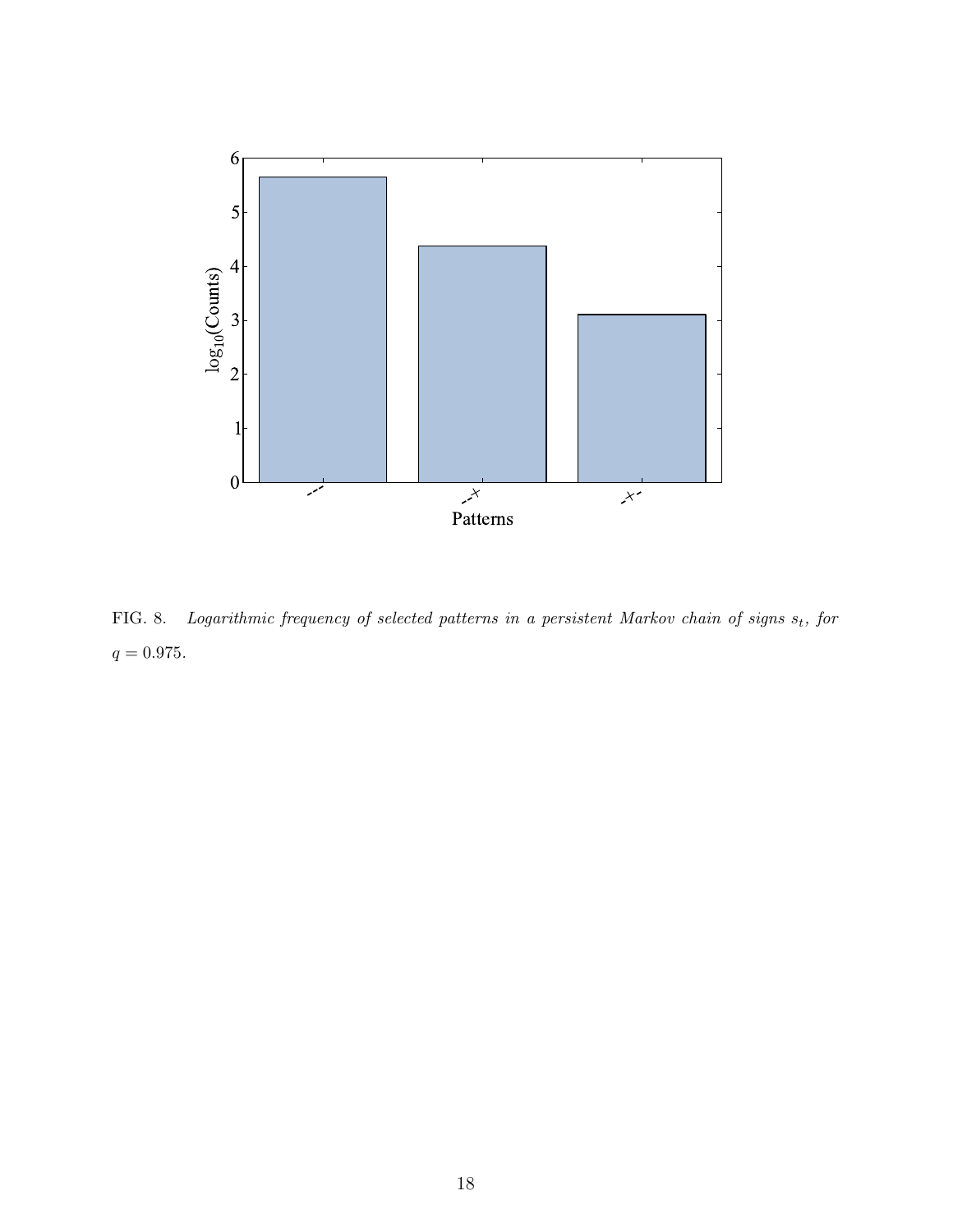FIG. 8. *Logarithmic frequency of selected patterns in a persistent Markov chain of signs $s_t$, for $q = 0.975$.*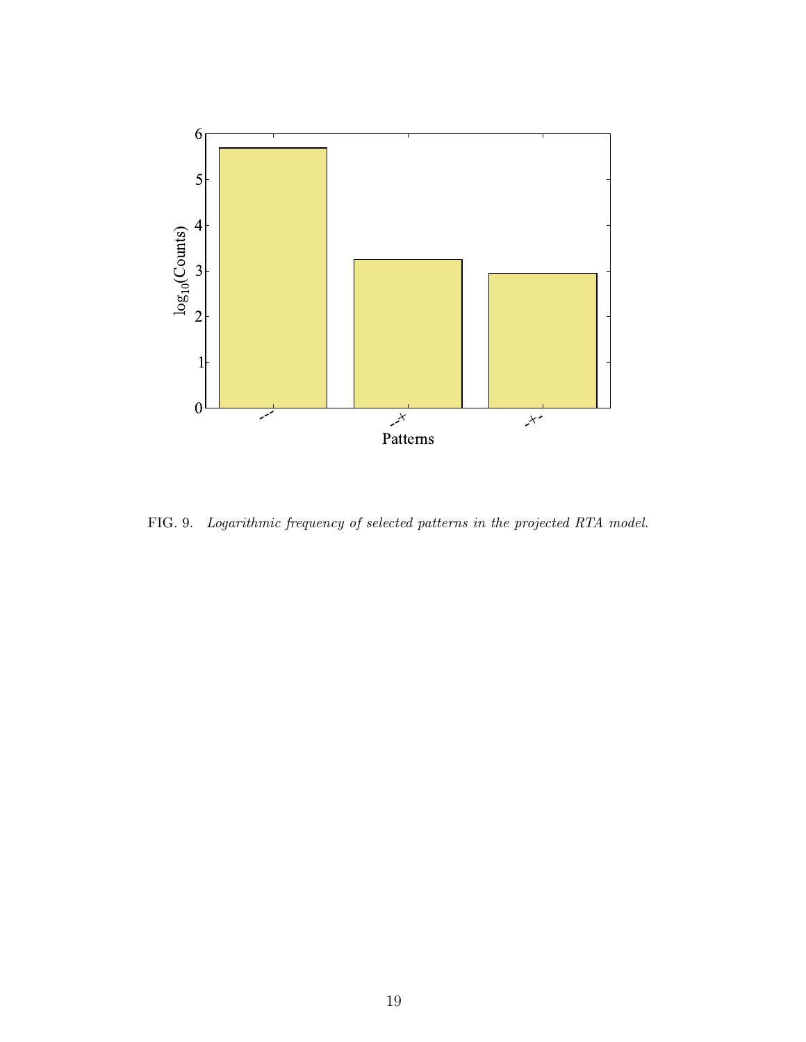FIG. 9. *Logarithmic frequency of selected patterns in the projected RTA model.*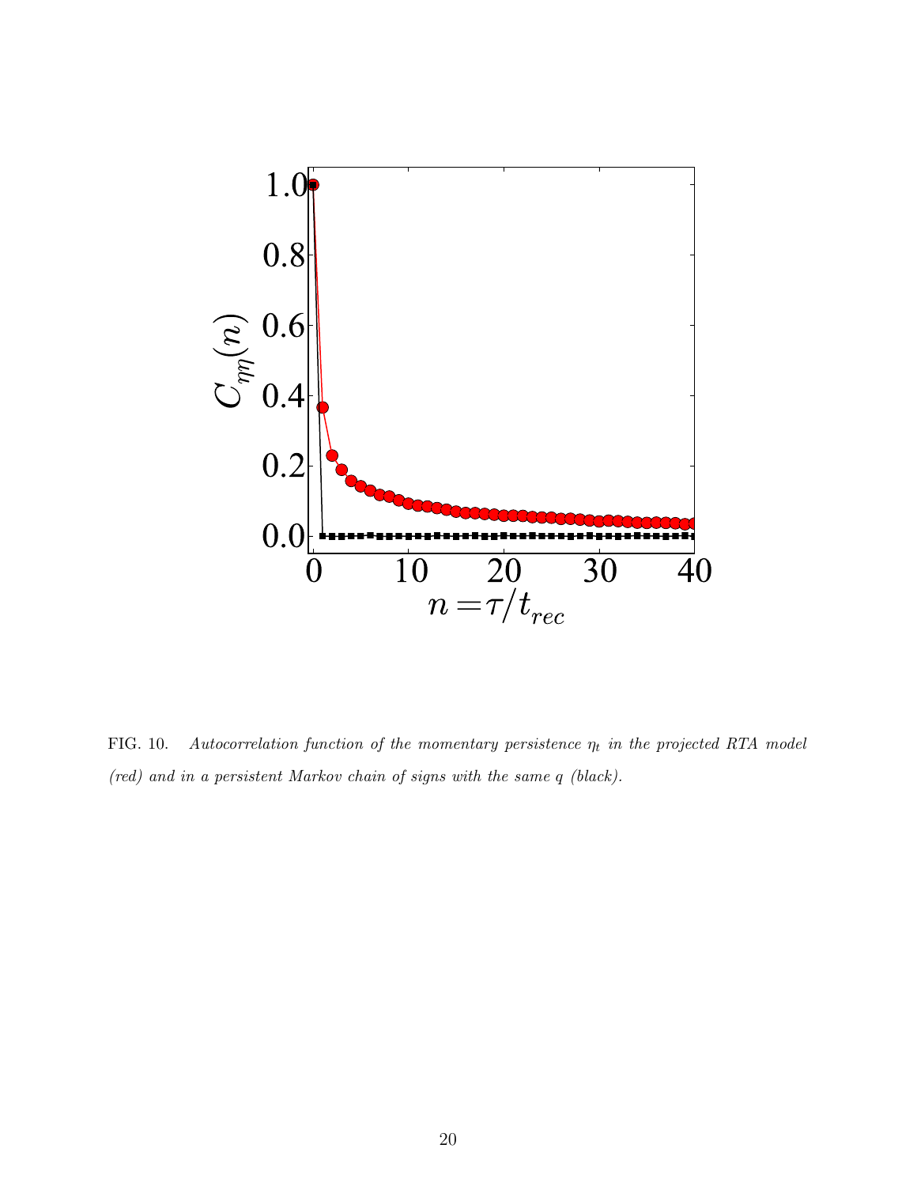$C_{\eta\eta}(n)$

1.0

0.8

0.6

0.4

0.2

0.0

0

10

20

30

40

$n = \tau / t_{rec}$

FIG. 10. *Autocorrelation function of the momentary persistence $\eta_t$ in the projected RTA model (red) and in a persistent Markov chain of signs with the same $q$ (black).*